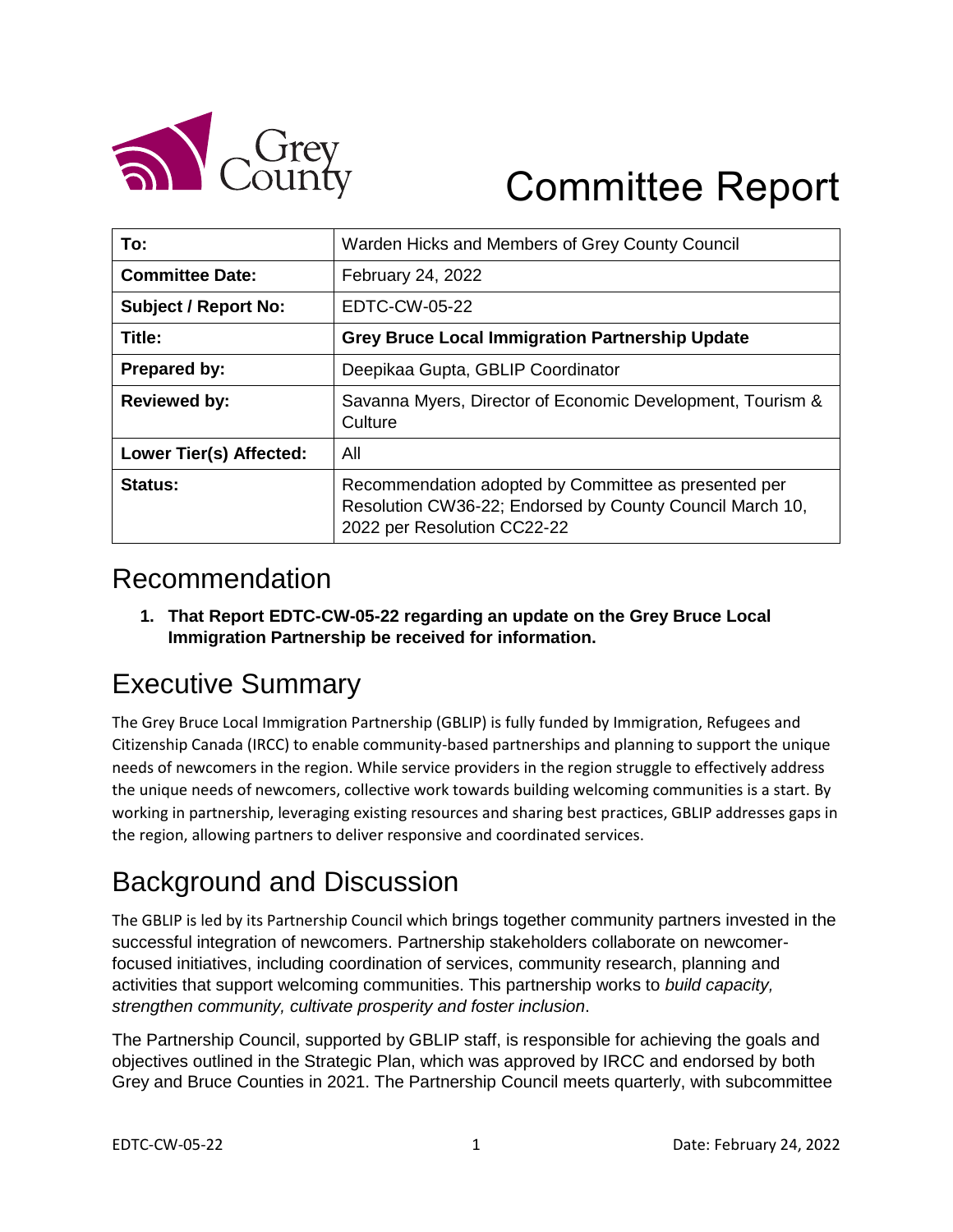# Committee Report

| To: | Warden Hicks and Members of Grey County Council |
|---|---|
| **Committee Date:** | February 24, 2022 |
| **Subject / Report No:** | EDTC-CW-05-22 |
| **Title:** | **Grey Bruce Local Immigration Partnership Update** |
| **Prepared by:** | Deepikaa Gupta, GBLIP Coordinator |
| **Reviewed by:** | Savanna Myers, Director of Economic Development, Tourism & Culture |
| **Lower Tier(s) Affected:** | All |
| **Status:** | Recommendation adopted by Committee as presented per Resolution CW36-22; Endorsed by County Council March 10, 2022 per Resolution CC22-22 |

## Recommendation

1. **That Report EDTC-CW-05-22 regarding an update on the Grey Bruce Local Immigration Partnership be received for information.**

## Executive Summary

The Grey Bruce Local Immigration Partnership (GBLIP) is fully funded by Immigration, Refugees and Citizenship Canada (IRCC) to enable community-based partnerships and planning to support the unique needs of newcomers in the region. While service providers in the region struggle to effectively address the unique needs of newcomers, collective work towards building welcoming communities is a start. By working in partnership, leveraging existing resources and sharing best practices, GBLIP addresses gaps in the region, allowing partners to deliver responsive and coordinated services.

## Background and Discussion

The GBLIP is led by its Partnership Council which brings together community partners invested in the successful integration of newcomers. Partnership stakeholders collaborate on newcomer-focused initiatives, including coordination of services, community research, planning and activities that support welcoming communities. This partnership works to *build capacity, strengthen community, cultivate prosperity and foster inclusion*.

The Partnership Council, supported by GBLIP staff, is responsible for achieving the goals and objectives outlined in the Strategic Plan, which was approved by IRCC and endorsed by both Grey and Bruce Counties in 2021. The Partnership Council meets quarterly, with subcommittee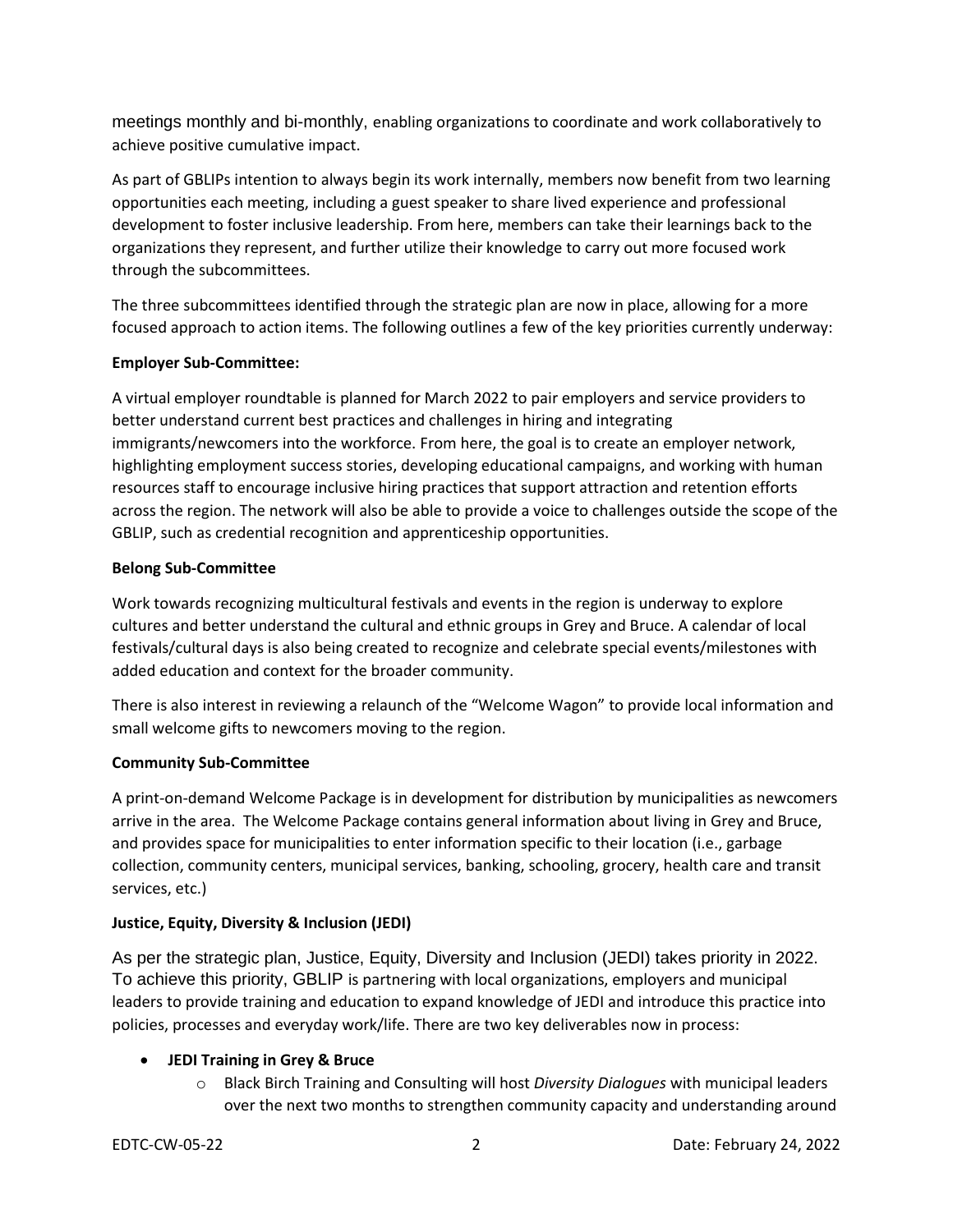meetings monthly and bi-monthly, enabling organizations to coordinate and work collaboratively to achieve positive cumulative impact.

As part of GBLIPs intention to always begin its work internally, members now benefit from two learning opportunities each meeting, including a guest speaker to share lived experience and professional development to foster inclusive leadership. From here, members can take their learnings back to the organizations they represent, and further utilize their knowledge to carry out more focused work through the subcommittees.

The three subcommittees identified through the strategic plan are now in place, allowing for a more focused approach to action items. The following outlines a few of the key priorities currently underway:

**Employer Sub-Committee:**

A virtual employer roundtable is planned for March 2022 to pair employers and service providers to better understand current best practices and challenges in hiring and integrating immigrants/newcomers into the workforce. From here, the goal is to create an employer network, highlighting employment success stories, developing educational campaigns, and working with human resources staff to encourage inclusive hiring practices that support attraction and retention efforts across the region. The network will also be able to provide a voice to challenges outside the scope of the GBLIP, such as credential recognition and apprenticeship opportunities.

**Belong Sub-Committee**

Work towards recognizing multicultural festivals and events in the region is underway to explore cultures and better understand the cultural and ethnic groups in Grey and Bruce. A calendar of local festivals/cultural days is also being created to recognize and celebrate special events/milestones with added education and context for the broader community.

There is also interest in reviewing a relaunch of the "Welcome Wagon" to provide local information and small welcome gifts to newcomers moving to the region.

**Community Sub-Committee**

A print-on-demand Welcome Package is in development for distribution by municipalities as newcomers arrive in the area. The Welcome Package contains general information about living in Grey and Bruce, and provides space for municipalities to enter information specific to their location (i.e., garbage collection, community centers, municipal services, banking, schooling, grocery, health care and transit services, etc.)

**Justice, Equity, Diversity & Inclusion (JEDI)**

As per the strategic plan, Justice, Equity, Diversity and Inclusion (JEDI) takes priority in 2022. To achieve this priority, GBLIP is partnering with local organizations, employers and municipal leaders to provide training and education to expand knowledge of JEDI and introduce this practice into policies, processes and everyday work/life. There are two key deliverables now in process:

- **JEDI Training in Grey & Bruce**
  - Black Birch Training and Consulting will host *Diversity Dialogues* with municipal leaders over the next two months to strengthen community capacity and understanding around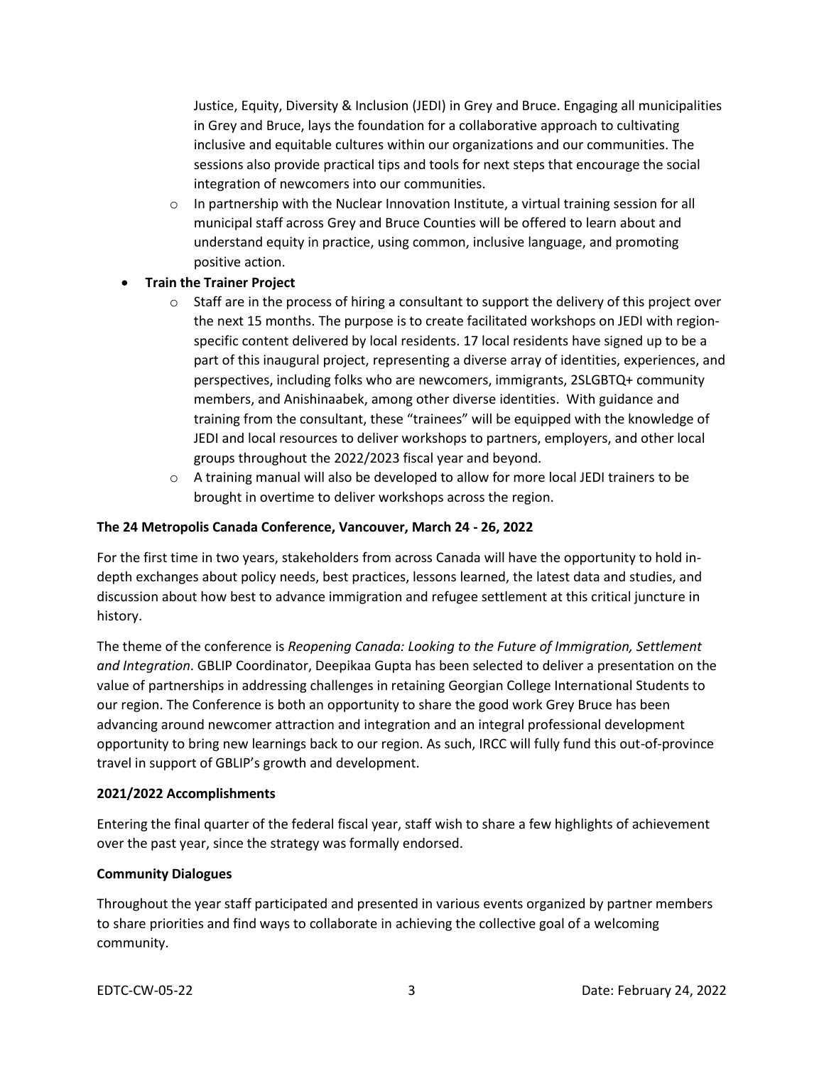Justice, Equity, Diversity & Inclusion (JEDI) in Grey and Bruce. Engaging all municipalities in Grey and Bruce, lays the foundation for a collaborative approach to cultivating inclusive and equitable cultures within our organizations and our communities. The sessions also provide practical tips and tools for next steps that encourage the social integration of newcomers into our communities.

  - In partnership with the Nuclear Innovation Institute, a virtual training session for all municipal staff across Grey and Bruce Counties will be offered to learn about and understand equity in practice, using common, inclusive language, and promoting positive action.

- **Train the Trainer Project**
  - Staff are in the process of hiring a consultant to support the delivery of this project over the next 15 months. The purpose is to create facilitated workshops on JEDI with region-specific content delivered by local residents. 17 local residents have signed up to be a part of this inaugural project, representing a diverse array of identities, experiences, and perspectives, including folks who are newcomers, immigrants, 2SLGBTQ+ community members, and Anishinaabek, among other diverse identities. With guidance and training from the consultant, these "trainees" will be equipped with the knowledge of JEDI and local resources to deliver workshops to partners, employers, and other local groups throughout the 2022/2023 fiscal year and beyond.
  - A training manual will also be developed to allow for more local JEDI trainers to be brought in overtime to deliver workshops across the region.

**The 24 Metropolis Canada Conference, Vancouver, March 24 - 26, 2022**

For the first time in two years, stakeholders from across Canada will have the opportunity to hold in-depth exchanges about policy needs, best practices, lessons learned, the latest data and studies, and discussion about how best to advance immigration and refugee settlement at this critical juncture in history.

The theme of the conference is *Reopening Canada: Looking to the Future of Immigration, Settlement and Integration*. GBLIP Coordinator, Deepikaa Gupta has been selected to deliver a presentation on the value of partnerships in addressing challenges in retaining Georgian College International Students to our region. The Conference is both an opportunity to share the good work Grey Bruce has been advancing around newcomer attraction and integration and an integral professional development opportunity to bring new learnings back to our region. As such, IRCC will fully fund this out-of-province travel in support of GBLIP's growth and development.

**2021/2022 Accomplishments**

Entering the final quarter of the federal fiscal year, staff wish to share a few highlights of achievement over the past year, since the strategy was formally endorsed.

**Community Dialogues**

Throughout the year staff participated and presented in various events organized by partner members to share priorities and find ways to collaborate in achieving the collective goal of a welcoming community.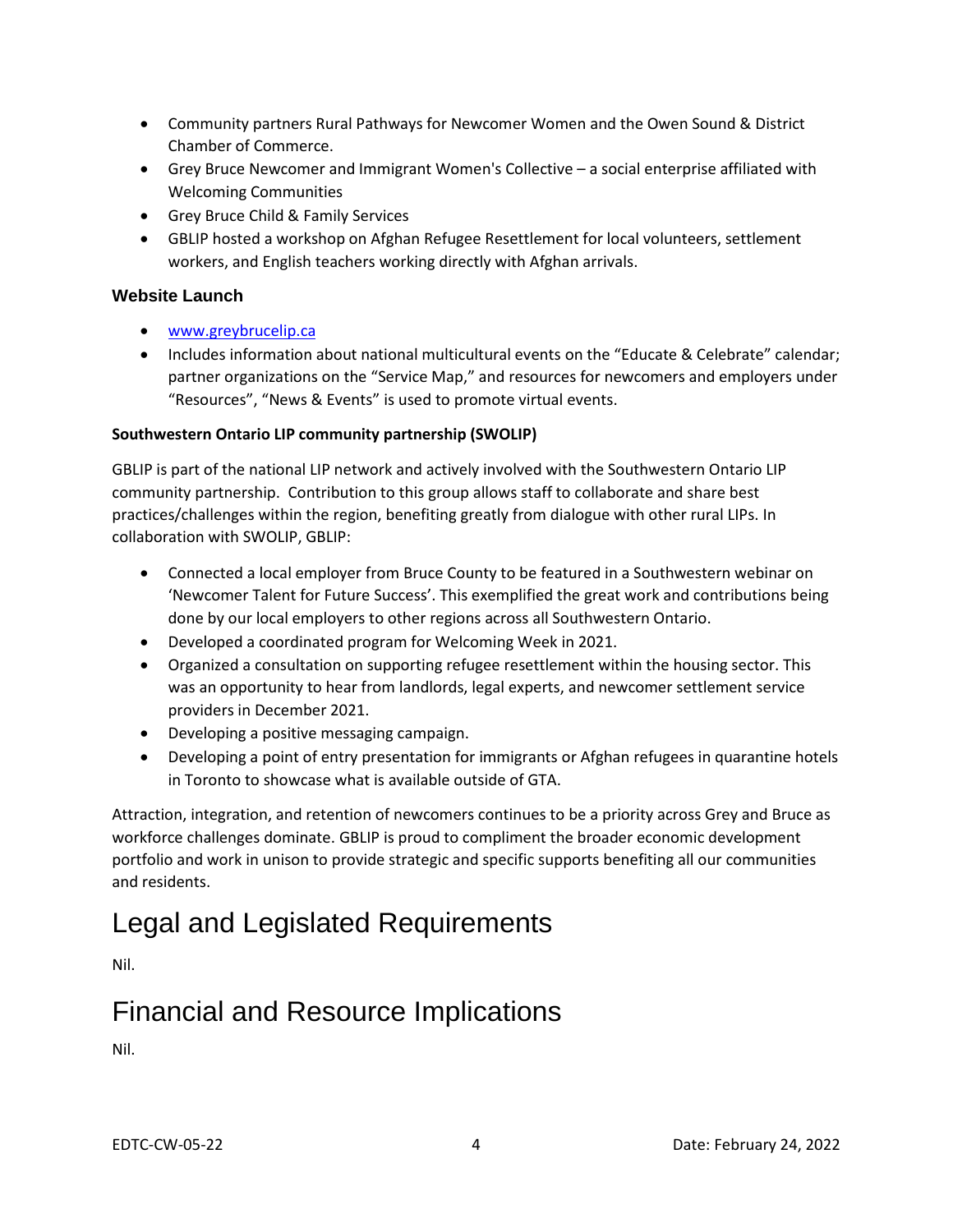- Community partners Rural Pathways for Newcomer Women and the Owen Sound & District Chamber of Commerce.
- Grey Bruce Newcomer and Immigrant Women's Collective – a social enterprise affiliated with Welcoming Communities
- Grey Bruce Child & Family Services
- GBLIP hosted a workshop on Afghan Refugee Resettlement for local volunteers, settlement workers, and English teachers working directly with Afghan arrivals.

### Website Launch

- [www.greybrucelip.ca](http://www.greybrucelip.ca)
- Includes information about national multicultural events on the "Educate & Celebrate" calendar; partner organizations on the "Service Map," and resources for newcomers and employers under "Resources", "News & Events" is used to promote virtual events.

#### Southwestern Ontario LIP community partnership (SWOLIP)

GBLIP is part of the national LIP network and actively involved with the Southwestern Ontario LIP community partnership. Contribution to this group allows staff to collaborate and share best practices/challenges within the region, benefiting greatly from dialogue with other rural LIPs. In collaboration with SWOLIP, GBLIP:

- Connected a local employer from Bruce County to be featured in a Southwestern webinar on 'Newcomer Talent for Future Success'. This exemplified the great work and contributions being done by our local employers to other regions across all Southwestern Ontario.
- Developed a coordinated program for Welcoming Week in 2021.
- Organized a consultation on supporting refugee resettlement within the housing sector. This was an opportunity to hear from landlords, legal experts, and newcomer settlement service providers in December 2021.
- Developing a positive messaging campaign.
- Developing a point of entry presentation for immigrants or Afghan refugees in quarantine hotels in Toronto to showcase what is available outside of GTA.

Attraction, integration, and retention of newcomers continues to be a priority across Grey and Bruce as workforce challenges dominate. GBLIP is proud to compliment the broader economic development portfolio and work in unison to provide strategic and specific supports benefiting all our communities and residents.

# Legal and Legislated Requirements

Nil.

# Financial and Resource Implications

Nil.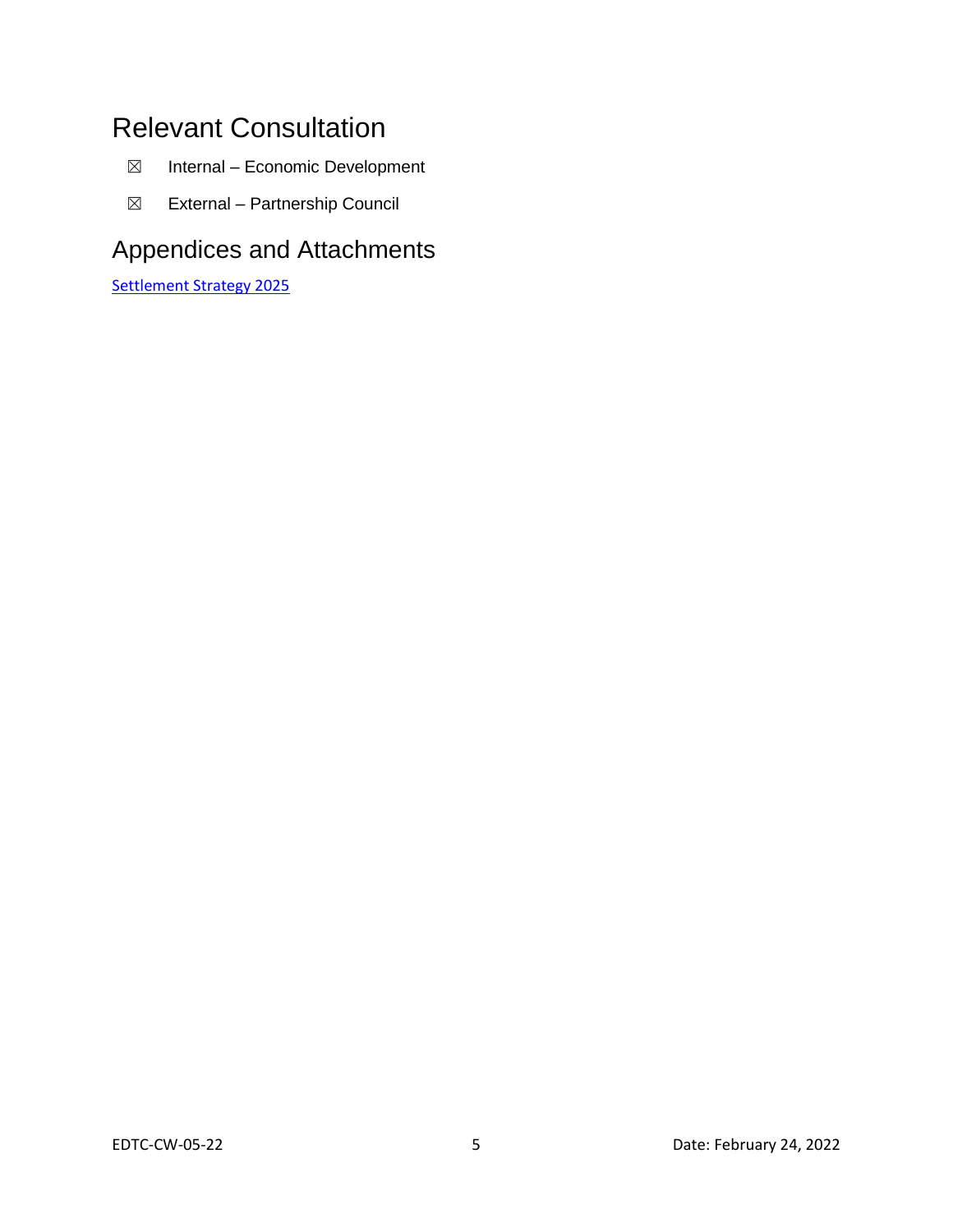## Relevant Consultation

- ☒ Internal – Economic Development
- ☒ External – Partnership Council

## Appendices and Attachments

Settlement Strategy 2025